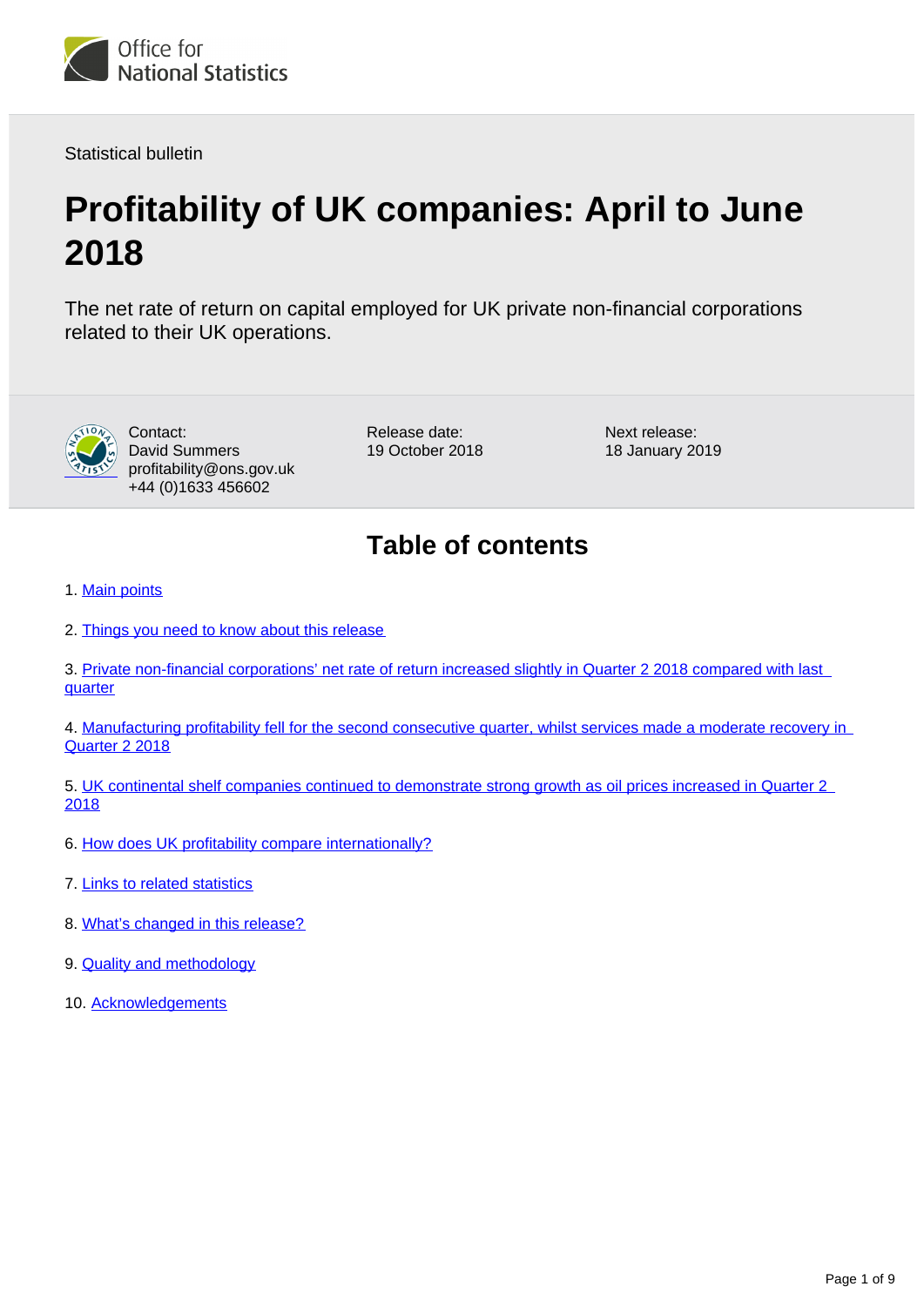Office for National Statistics

Statistical bulletin

# Profitability of UK companies: April to June 2018

The net rate of return on capital employed for UK private non-financial corporations related to their UK operations.

Contact:
David Summers
profitability@ons.gov.uk
+44 (0)1633 456602

Release date:
19 October 2018

Next release:
18 January 2019

## Table of contents

1. Main points
2. Things you need to know about this release
3. Private non-financial corporations' net rate of return increased slightly in Quarter 2 2018 compared with last quarter
4. Manufacturing profitability fell for the second consecutive quarter, whilst services made a moderate recovery in Quarter 2 2018
5. UK continental shelf companies continued to demonstrate strong growth as oil prices increased in Quarter 2 2018
6. How does UK profitability compare internationally?
7. Links to related statistics
8. What's changed in this release?
9. Quality and methodology
10. Acknowledgements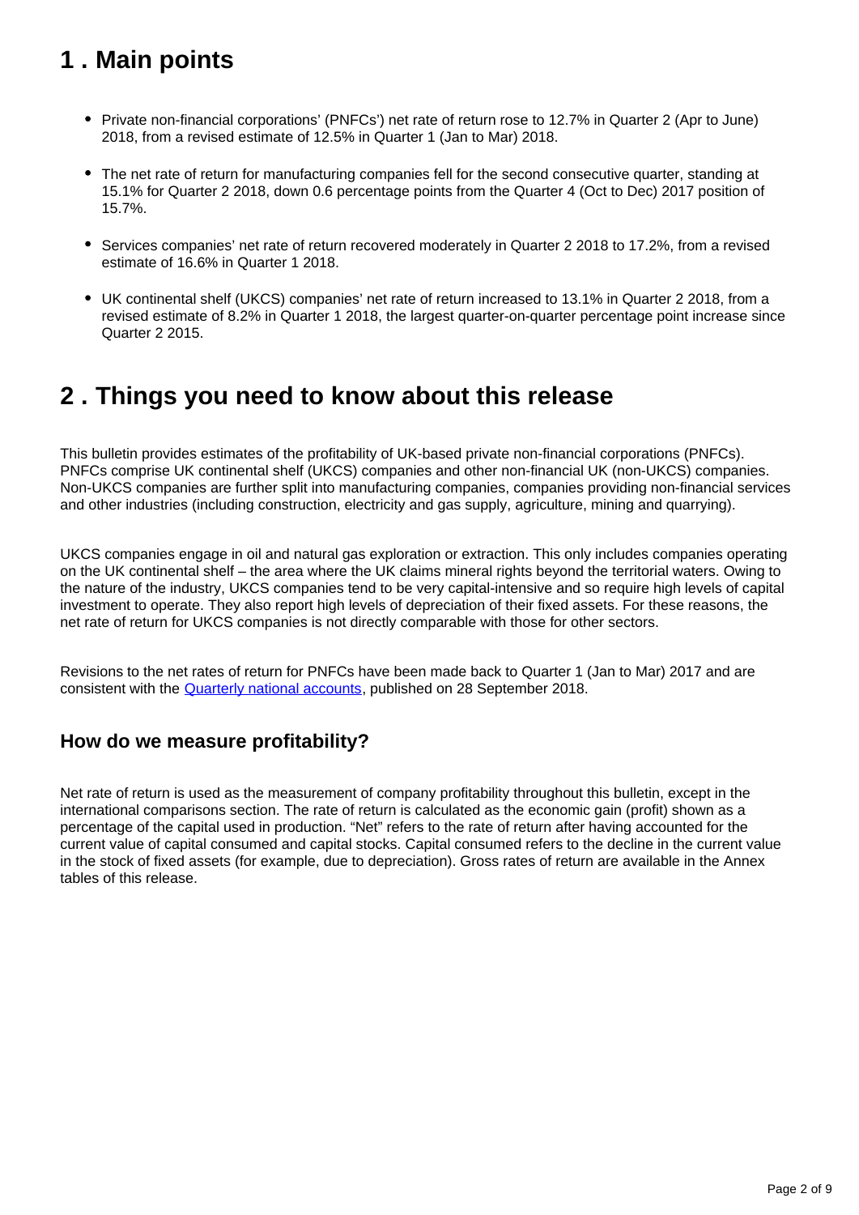## 1 . Main points

- Private non-financial corporations' (PNFCs') net rate of return rose to 12.7% in Quarter 2 (Apr to June) 2018, from a revised estimate of 12.5% in Quarter 1 (Jan to Mar) 2018.
- The net rate of return for manufacturing companies fell for the second consecutive quarter, standing at 15.1% for Quarter 2 2018, down 0.6 percentage points from the Quarter 4 (Oct to Dec) 2017 position of 15.7%.
- Services companies' net rate of return recovered moderately in Quarter 2 2018 to 17.2%, from a revised estimate of 16.6% in Quarter 1 2018.
- UK continental shelf (UKCS) companies' net rate of return increased to 13.1% in Quarter 2 2018, from a revised estimate of 8.2% in Quarter 1 2018, the largest quarter-on-quarter percentage point increase since Quarter 2 2015.

## 2 . Things you need to know about this release

This bulletin provides estimates of the profitability of UK-based private non-financial corporations (PNFCs). PNFCs comprise UK continental shelf (UKCS) companies and other non-financial UK (non-UKCS) companies. Non-UKCS companies are further split into manufacturing companies, companies providing non-financial services and other industries (including construction, electricity and gas supply, agriculture, mining and quarrying).

UKCS companies engage in oil and natural gas exploration or extraction. This only includes companies operating on the UK continental shelf – the area where the UK claims mineral rights beyond the territorial waters. Owing to the nature of the industry, UKCS companies tend to be very capital-intensive and so require high levels of capital investment to operate. They also report high levels of depreciation of their fixed assets. For these reasons, the net rate of return for UKCS companies is not directly comparable with those for other sectors.

Revisions to the net rates of return for PNFCs have been made back to Quarter 1 (Jan to Mar) 2017 and are consistent with the Quarterly national accounts, published on 28 September 2018.

### How do we measure profitability?

Net rate of return is used as the measurement of company profitability throughout this bulletin, except in the international comparisons section. The rate of return is calculated as the economic gain (profit) shown as a percentage of the capital used in production. "Net" refers to the rate of return after having accounted for the current value of capital consumed and capital stocks. Capital consumed refers to the decline in the current value in the stock of fixed assets (for example, due to depreciation). Gross rates of return are available in the Annex tables of this release.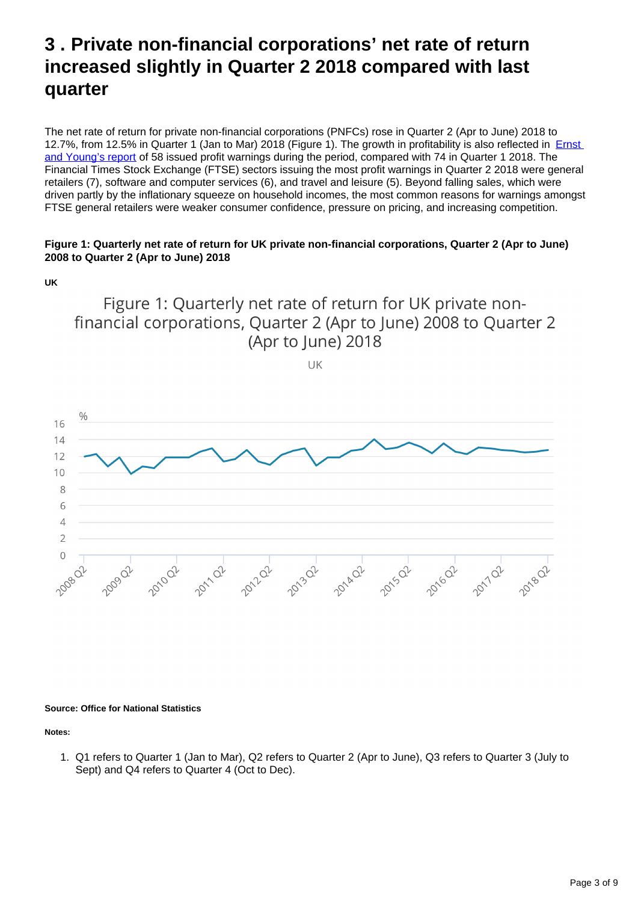## 3 . Private non-financial corporations' net rate of return increased slightly in Quarter 2 2018 compared with last quarter

The net rate of return for private non-financial corporations (PNFCs) rose in Quarter 2 (Apr to June) 2018 to 12.7%, from 12.5% in Quarter 1 (Jan to Mar) 2018 (Figure 1). The growth in profitability is also reflected in Ernst and Young's report of 58 issued profit warnings during the period, compared with 74 in Quarter 1 2018. The Financial Times Stock Exchange (FTSE) sectors issuing the most profit warnings in Quarter 2 2018 were general retailers (7), software and computer services (6), and travel and leisure (5). Beyond falling sales, which were driven partly by the inflationary squeeze on household incomes, the most common reasons for warnings amongst FTSE general retailers were weaker consumer confidence, pressure on pricing, and increasing competition.

**Figure 1: Quarterly net rate of return for UK private non-financial corporations, Quarter 2 (Apr to June) 2008 to Quarter 2 (Apr to June) 2018**

**UK**

**Source: Office for National Statistics**

**Notes:**

1. Q1 refers to Quarter 1 (Jan to Mar), Q2 refers to Quarter 2 (Apr to June), Q3 refers to Quarter 3 (July to Sept) and Q4 refers to Quarter 4 (Oct to Dec).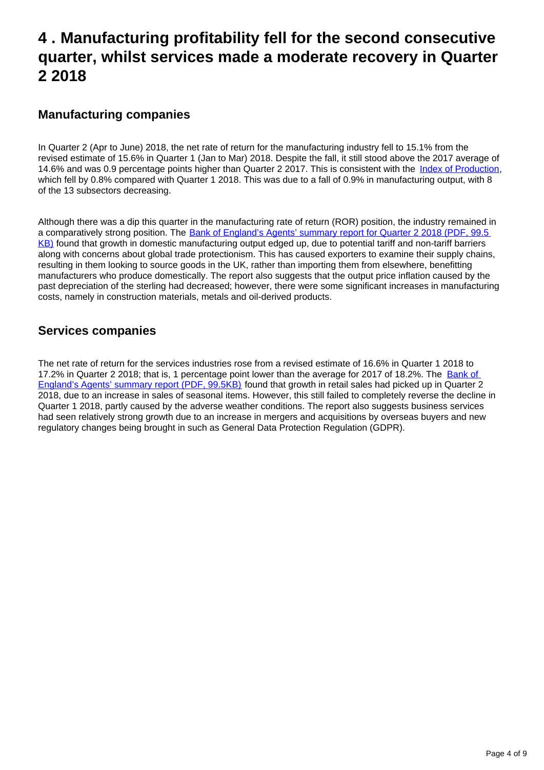# 4 . Manufacturing profitability fell for the second consecutive quarter, whilst services made a moderate recovery in Quarter 2 2018

## Manufacturing companies

In Quarter 2 (Apr to June) 2018, the net rate of return for the manufacturing industry fell to 15.1% from the revised estimate of 15.6% in Quarter 1 (Jan to Mar) 2018. Despite the fall, it still stood above the 2017 average of 14.6% and was 0.9 percentage points higher than Quarter 2 2017. This is consistent with the [Index of Production](), which fell by 0.8% compared with Quarter 1 2018. This was due to a fall of 0.9% in manufacturing output, with 8 of the 13 subsectors decreasing.

Although there was a dip this quarter in the manufacturing rate of return (ROR) position, the industry remained in a comparatively strong position. The [Bank of England's Agents' summary report for Quarter 2 2018 (PDF, 99.5 KB)]() found that growth in domestic manufacturing output edged up, due to potential tariff and non-tariff barriers along with concerns about global trade protectionism. This has caused exporters to examine their supply chains, resulting in them looking to source goods in the UK, rather than importing them from elsewhere, benefitting manufacturers who produce domestically. The report also suggests that the output price inflation caused by the past depreciation of the sterling had decreased; however, there were some significant increases in manufacturing costs, namely in construction materials, metals and oil-derived products.

## Services companies

The net rate of return for the services industries rose from a revised estimate of 16.6% in Quarter 1 2018 to 17.2% in Quarter 2 2018; that is, 1 percentage point lower than the average for 2017 of 18.2%. The [Bank of England's Agents' summary report (PDF, 99.5KB)]() found that growth in retail sales had picked up in Quarter 2 2018, due to an increase in sales of seasonal items. However, this still failed to completely reverse the decline in Quarter 1 2018, partly caused by the adverse weather conditions. The report also suggests business services had seen relatively strong growth due to an increase in mergers and acquisitions by overseas buyers and new regulatory changes being brought in such as General Data Protection Regulation (GDPR).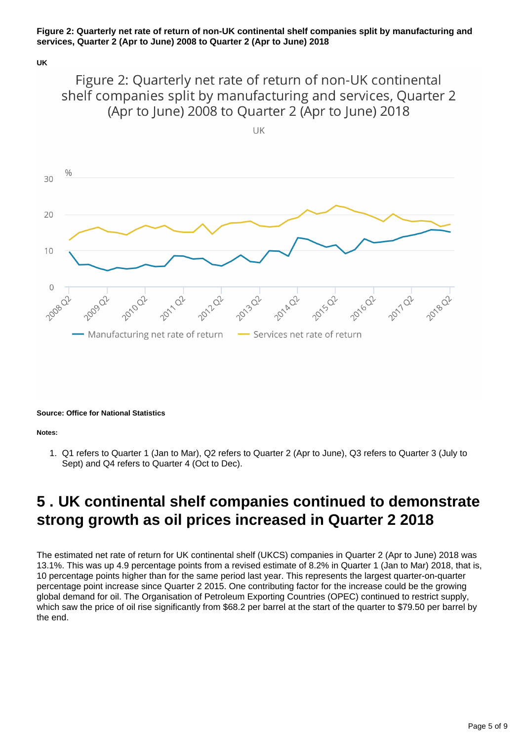**Figure 2: Quarterly net rate of return of non-UK continental shelf companies split by manufacturing and services, Quarter 2 (Apr to June) 2008 to Quarter 2 (Apr to June) 2018**

**UK**

Figure 2: Quarterly net rate of return of non-UK continental shelf companies split by manufacturing and services, Quarter 2 (Apr to June) 2008 to Quarter 2 (Apr to June) 2018

UK

**Source: Office for National Statistics**

**Notes:**

1. Q1 refers to Quarter 1 (Jan to Mar), Q2 refers to Quarter 2 (Apr to June), Q3 refers to Quarter 3 (July to Sept) and Q4 refers to Quarter 4 (Oct to Dec).

## 5 . UK continental shelf companies continued to demonstrate strong growth as oil prices increased in Quarter 2 2018

The estimated net rate of return for UK continental shelf (UKCS) companies in Quarter 2 (Apr to June) 2018 was 13.1%. This was up 4.9 percentage points from a revised estimate of 8.2% in Quarter 1 (Jan to Mar) 2018, that is, 10 percentage points higher than for the same period last year. This represents the largest quarter-on-quarter percentage point increase since Quarter 2 2015. One contributing factor for the increase could be the growing global demand for oil. The Organisation of Petroleum Exporting Countries (OPEC) continued to restrict supply, which saw the price of oil rise significantly from $68.2 per barrel at the start of the quarter to $79.50 per barrel by the end.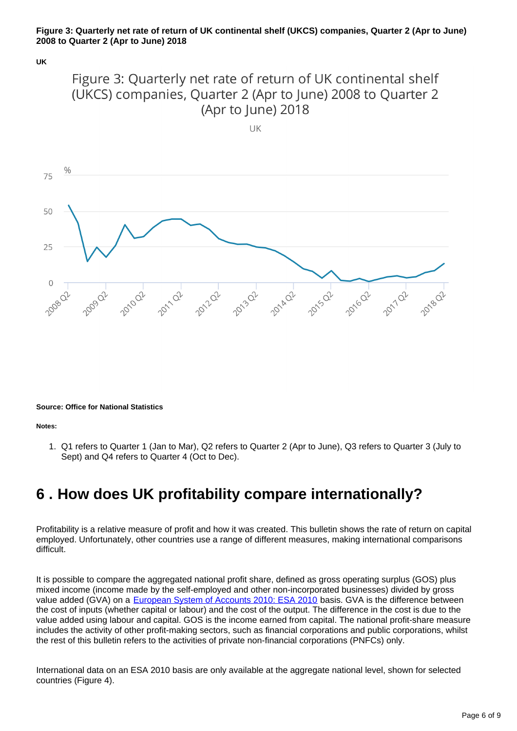**Figure 3: Quarterly net rate of return of UK continental shelf (UKCS) companies, Quarter 2 (Apr to June) 2008 to Quarter 2 (Apr to June) 2018**

**UK**

**Source: Office for National Statistics**

**Notes:**

1. Q1 refers to Quarter 1 (Jan to Mar), Q2 refers to Quarter 2 (Apr to June), Q3 refers to Quarter 3 (July to Sept) and Q4 refers to Quarter 4 (Oct to Dec).

## 6 . How does UK profitability compare internationally?

Profitability is a relative measure of profit and how it was created. This bulletin shows the rate of return on capital employed. Unfortunately, other countries use a range of different measures, making international comparisons difficult.

It is possible to compare the aggregated national profit share, defined as gross operating surplus (GOS) plus mixed income (income made by the self-employed and other non-incorporated businesses) divided by gross value added (GVA) on a European System of Accounts 2010: ESA 2010 basis. GVA is the difference between the cost of inputs (whether capital or labour) and the cost of the output. The difference in the cost is due to the value added using labour and capital. GOS is the income earned from capital. The national profit-share measure includes the activity of other profit-making sectors, such as financial corporations and public corporations, whilst the rest of this bulletin refers to the activities of private non-financial corporations (PNFCs) only.

International data on an ESA 2010 basis are only available at the aggregate national level, shown for selected countries (Figure 4).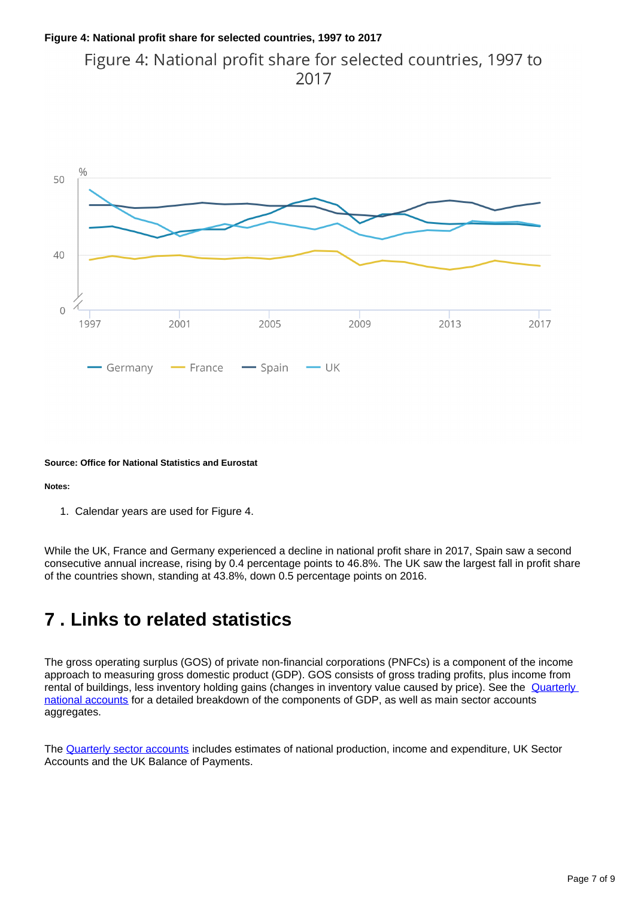**Figure 4: National profit share for selected countries, 1997 to 2017**

**Source: Office for National Statistics and Eurostat**

**Notes:**

1. Calendar years are used for Figure 4.

While the UK, France and Germany experienced a decline in national profit share in 2017, Spain saw a second consecutive annual increase, rising by 0.4 percentage points to 46.8%. The UK saw the largest fall in profit share of the countries shown, standing at 43.8%, down 0.5 percentage points on 2016.

# 7 . Links to related statistics

The gross operating surplus (GOS) of private non-financial corporations (PNFCs) is a component of the income approach to measuring gross domestic product (GDP). GOS consists of gross trading profits, plus income from rental of buildings, less inventory holding gains (changes in inventory value caused by price). See the [Quarterly national accounts] for a detailed breakdown of the components of GDP, as well as main sector accounts aggregates.

The [Quarterly sector accounts] includes estimates of national production, income and expenditure, UK Sector Accounts and the UK Balance of Payments.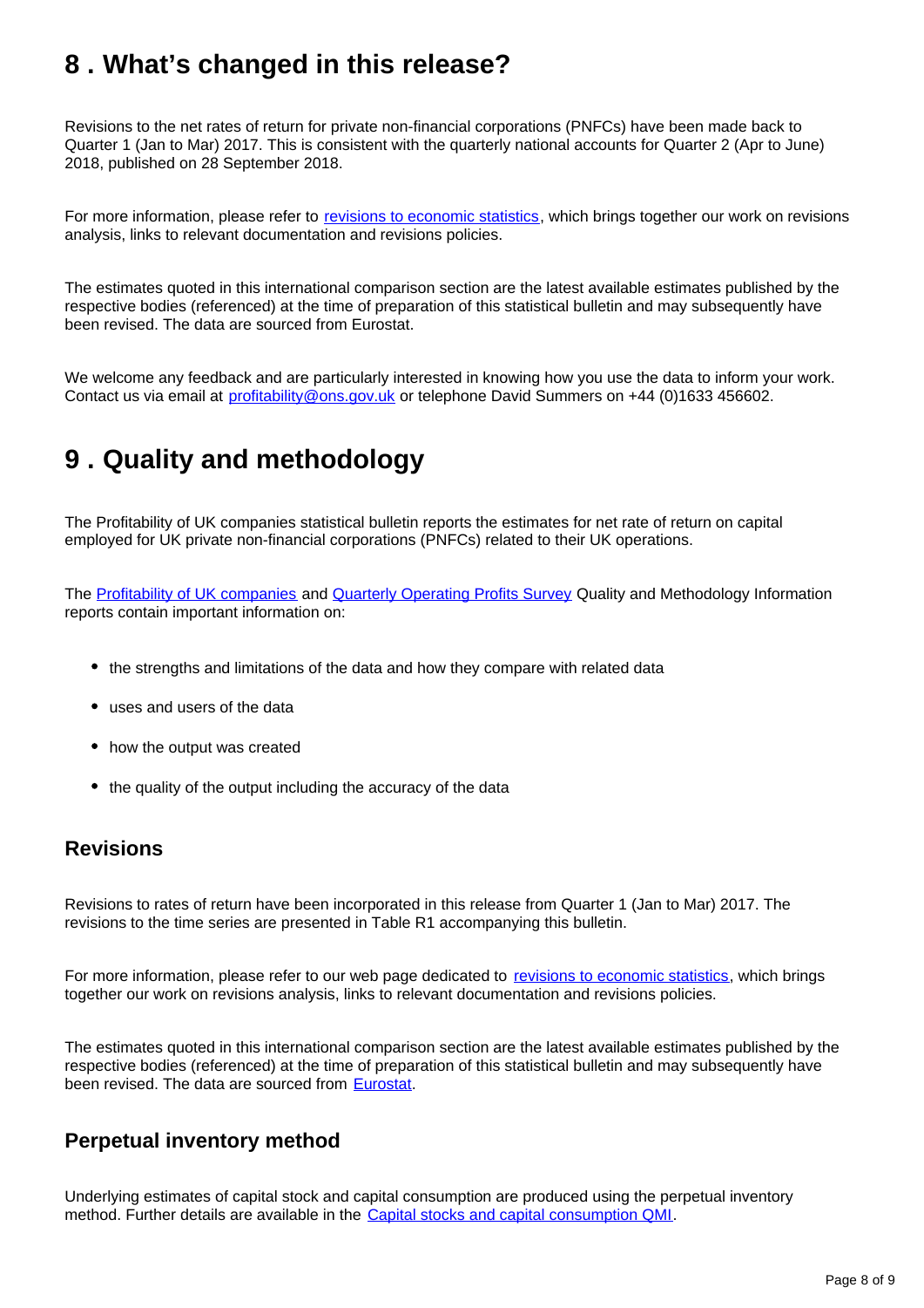## 8 . What's changed in this release?

Revisions to the net rates of return for private non-financial corporations (PNFCs) have been made back to Quarter 1 (Jan to Mar) 2017. This is consistent with the quarterly national accounts for Quarter 2 (Apr to June) 2018, published on 28 September 2018.

For more information, please refer to revisions to economic statistics, which brings together our work on revisions analysis, links to relevant documentation and revisions policies.

The estimates quoted in this international comparison section are the latest available estimates published by the respective bodies (referenced) at the time of preparation of this statistical bulletin and may subsequently have been revised. The data are sourced from Eurostat.

We welcome any feedback and are particularly interested in knowing how you use the data to inform your work. Contact us via email at profitability@ons.gov.uk or telephone David Summers on +44 (0)1633 456602.

## 9 . Quality and methodology

The Profitability of UK companies statistical bulletin reports the estimates for net rate of return on capital employed for UK private non-financial corporations (PNFCs) related to their UK operations.

The Profitability of UK companies and Quarterly Operating Profits Survey Quality and Methodology Information reports contain important information on:

- the strengths and limitations of the data and how they compare with related data
- uses and users of the data
- how the output was created
- the quality of the output including the accuracy of the data

### Revisions

Revisions to rates of return have been incorporated in this release from Quarter 1 (Jan to Mar) 2017. The revisions to the time series are presented in Table R1 accompanying this bulletin.

For more information, please refer to our web page dedicated to revisions to economic statistics, which brings together our work on revisions analysis, links to relevant documentation and revisions policies.

The estimates quoted in this international comparison section are the latest available estimates published by the respective bodies (referenced) at the time of preparation of this statistical bulletin and may subsequently have been revised. The data are sourced from Eurostat.

### Perpetual inventory method

Underlying estimates of capital stock and capital consumption are produced using the perpetual inventory method. Further details are available in the Capital stocks and capital consumption QMI.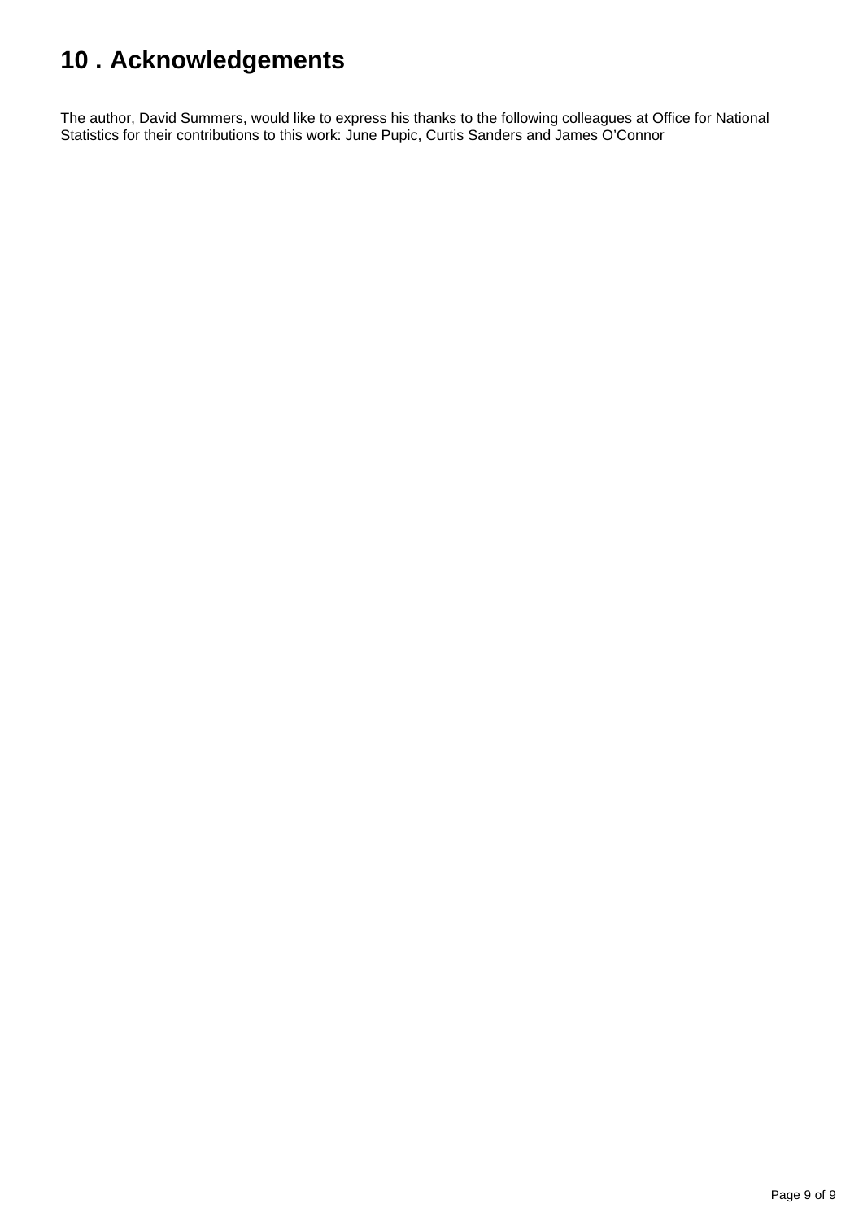## 10 . Acknowledgements

The author, David Summers, would like to express his thanks to the following colleagues at Office for National Statistics for their contributions to this work: June Pupic, Curtis Sanders and James O’Connor